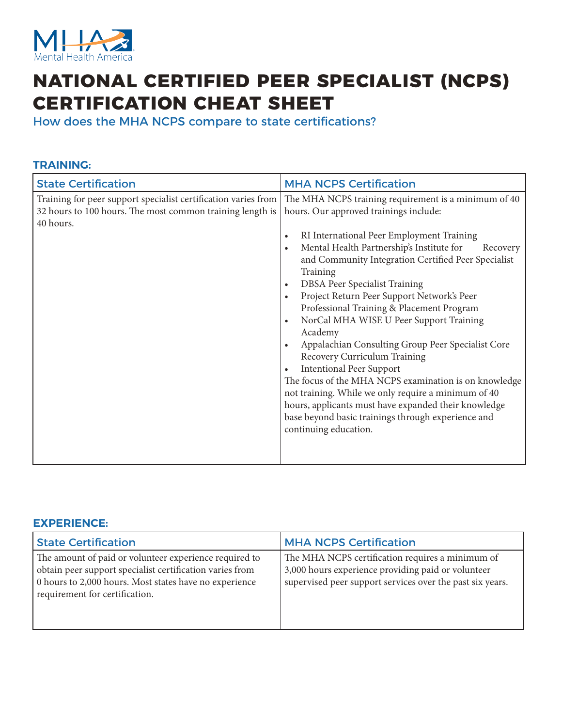Mental Health America

# NATIONAL CERTIFIED PEER SPECIALIST (NCPS) CERTIFICATION CHEAT SHEET

How does the MHA NCPS compare to state certifications?

## TRAINING:

| State Certification | MHA NCPS Certification |
|---|---|
| Training for peer support specialist certification varies from 32 hours to 100 hours. The most common training length is 40 hours. | The MHA NCPS training requirement is a minimum of 40 hours. Our approved trainings include:<br>• RI International Peer Employment Training<br>• Mental Health Partnership's Institute for Recovery and Community Integration Certified Peer Specialist Training<br>• DBSA Peer Specialist Training<br>• Project Return Peer Support Network's Peer Professional Training & Placement Program<br>• NorCal MHA WISE U Peer Support Training Academy<br>• Appalachian Consulting Group Peer Specialist Core Recovery Curriculum Training<br>• Intentional Peer Support<br>The focus of the MHA NCPS examination is on knowledge not training. While we only require a minimum of 40 hours, applicants must have expanded their knowledge base beyond basic trainings through experience and continuing education. |

## EXPERIENCE:

| State Certification | MHA NCPS Certification |
|---|---|
| The amount of paid or volunteer experience required to obtain peer support specialist certification varies from 0 hours to 2,000 hours. Most states have no experience requirement for certification. | The MHA NCPS certification requires a minimum of 3,000 hours experience providing paid or volunteer supervised peer support services over the past six years. |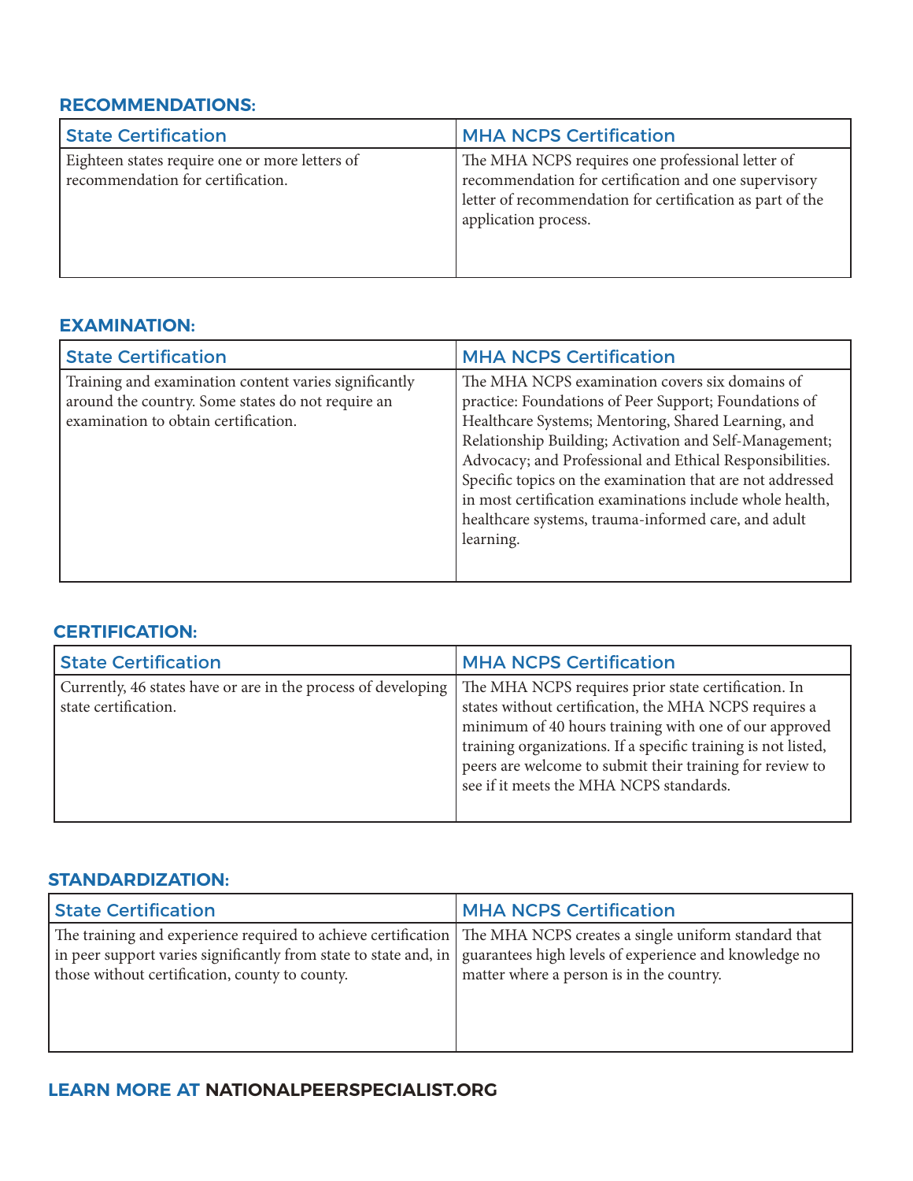## RECOMMENDATIONS:

| State Certification | MHA NCPS Certification |
| --- | --- |
| Eighteen states require one or more letters of recommendation for certification. | The MHA NCPS requires one professional letter of recommendation for certification and one supervisory letter of recommendation for certification as part of the application process. |

## EXAMINATION:

| State Certification | MHA NCPS Certification |
| --- | --- |
| Training and examination content varies significantly around the country. Some states do not require an examination to obtain certification. | The MHA NCPS examination covers six domains of practice: Foundations of Peer Support; Foundations of Healthcare Systems; Mentoring, Shared Learning, and Relationship Building; Activation and Self-Management; Advocacy; and Professional and Ethical Responsibilities. Specific topics on the examination that are not addressed in most certification examinations include whole health, healthcare systems, trauma-informed care, and adult learning. |

## CERTIFICATION:

| State Certification | MHA NCPS Certification |
| --- | --- |
| Currently, 46 states have or are in the process of developing state certification. | The MHA NCPS requires prior state certification. In states without certification, the MHA NCPS requires a minimum of 40 hours training with one of our approved training organizations. If a specific training is not listed, peers are welcome to submit their training for review to see if it meets the MHA NCPS standards. |

## STANDARDIZATION:

| State Certification | MHA NCPS Certification |
| --- | --- |
| The training and experience required to achieve certification in peer support varies significantly from state to state and, in those without certification, county to county. | The MHA NCPS creates a single uniform standard that guarantees high levels of experience and knowledge no matter where a person is in the country. |

**LEARN MORE AT NATIONALPEERSPECIALIST.ORG**